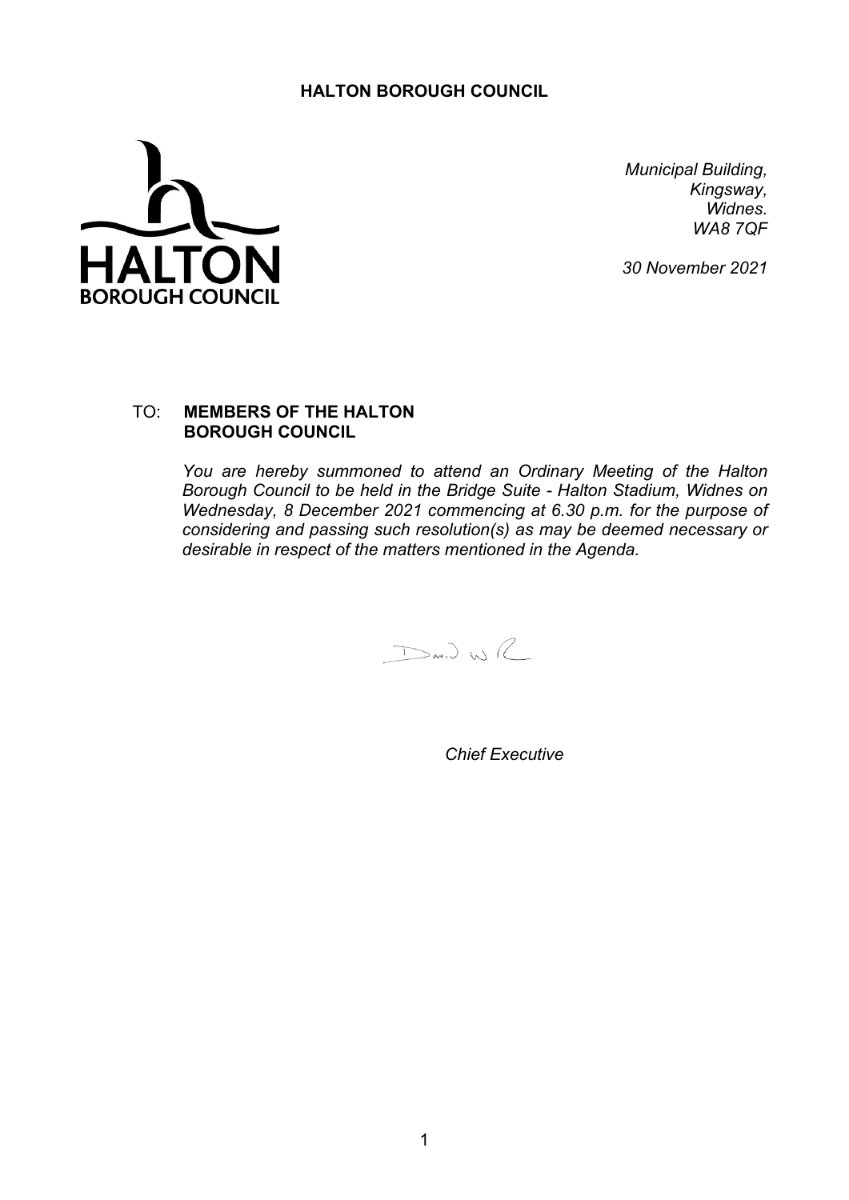**HALTON BOROUGH COUNCIL**

*Municipal Building,*
*Kingsway,*
*Widnes.*
*WA8 7QF*

*30 November 2021*

TO: **MEMBERS OF THE HALTON BOROUGH COUNCIL**

*You are hereby summoned to attend an Ordinary Meeting of the Halton Borough Council to be held in the Bridge Suite - Halton Stadium, Widnes on Wednesday, 8 December 2021 commencing at 6.30 p.m. for the purpose of considering and passing such resolution(s) as may be deemed necessary or desirable in respect of the matters mentioned in the Agenda.*

*Chief Executive*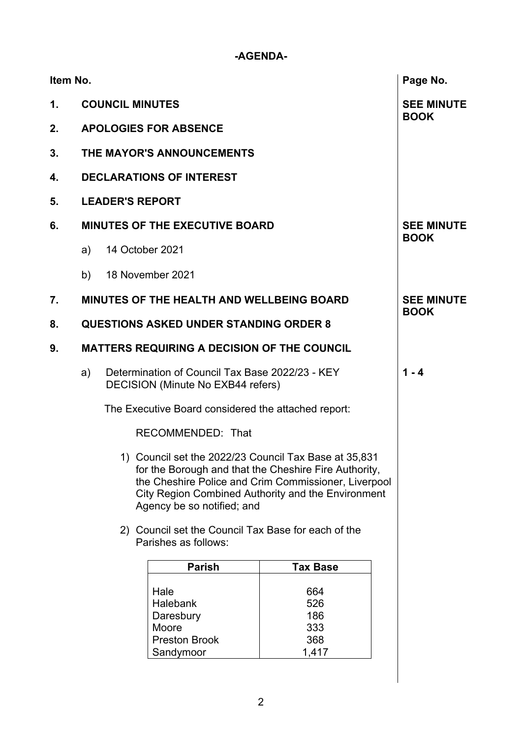**-AGENDA-**

| Item No. | | Page No. |
|---|---|---|
| **1.** | **COUNCIL MINUTES** | **SEE MINUTE BOOK** |
| **2.** | **APOLOGIES FOR ABSENCE** | |
| **3.** | **THE MAYOR'S ANNOUNCEMENTS** | |
| **4.** | **DECLARATIONS OF INTEREST** | |
| **5.** | **LEADER'S REPORT** | |
| **6.** | **MINUTES OF THE EXECUTIVE BOARD** | **SEE MINUTE BOOK** |
| | a) 14 October 2021 | |
| | b) 18 November 2021 | |
| **7.** | **MINUTES OF THE HEALTH AND WELLBEING BOARD** | **SEE MINUTE BOOK** |
| **8.** | **QUESTIONS ASKED UNDER STANDING ORDER 8** | |
| **9.** | **MATTERS REQUIRING A DECISION OF THE COUNCIL** | |
| | a) Determination of Council Tax Base 2022/23 - KEY DECISION (Minute No EXB44 refers) | **1 - 4** |

The Executive Board considered the attached report:

RECOMMENDED: That

1) Council set the 2022/23 Council Tax Base at 35,831 for the Borough and that the Cheshire Fire Authority, the Cheshire Police and Crim Commissioner, Liverpool City Region Combined Authority and the Environment Agency be so notified; and

2) Council set the Council Tax Base for each of the Parishes as follows:

| Parish | Tax Base |
|---|---|
| Hale | 664 |
| Halebank | 526 |
| Daresbury | 186 |
| Moore | 333 |
| Preston Brook | 368 |
| Sandymoor | 1,417 |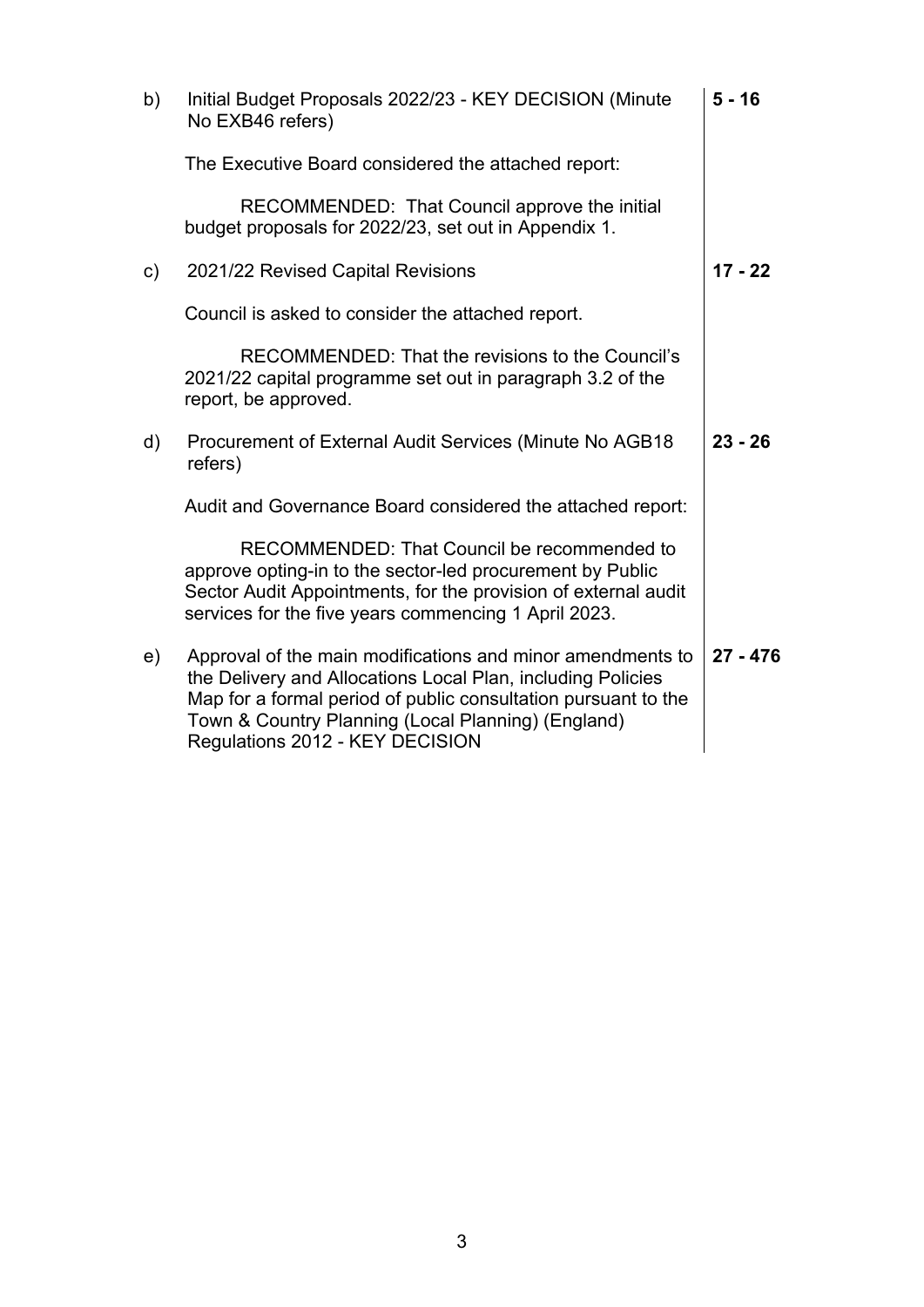| | | |
|---|---|---|
| b) | Initial Budget Proposals 2022/23 - KEY DECISION (Minute No EXB46 refers)<br><br>The Executive Board considered the attached report:<br><br>RECOMMENDED: That Council approve the initial budget proposals for 2022/23, set out in Appendix 1. | **5 - 16** |
| c) | 2021/22 Revised Capital Revisions<br><br>Council is asked to consider the attached report.<br><br>RECOMMENDED: That the revisions to the Council's 2021/22 capital programme set out in paragraph 3.2 of the report, be approved. | **17 - 22** |
| d) | Procurement of External Audit Services (Minute No AGB18 refers)<br><br>Audit and Governance Board considered the attached report:<br><br>RECOMMENDED: That Council be recommended to approve opting-in to the sector-led procurement by Public Sector Audit Appointments, for the provision of external audit services for the five years commencing 1 April 2023. | **23 - 26** |
| e) | Approval of the main modifications and minor amendments to the Delivery and Allocations Local Plan, including Policies Map for a formal period of public consultation pursuant to the Town & Country Planning (Local Planning) (England) Regulations 2012 - KEY DECISION | **27 - 476** |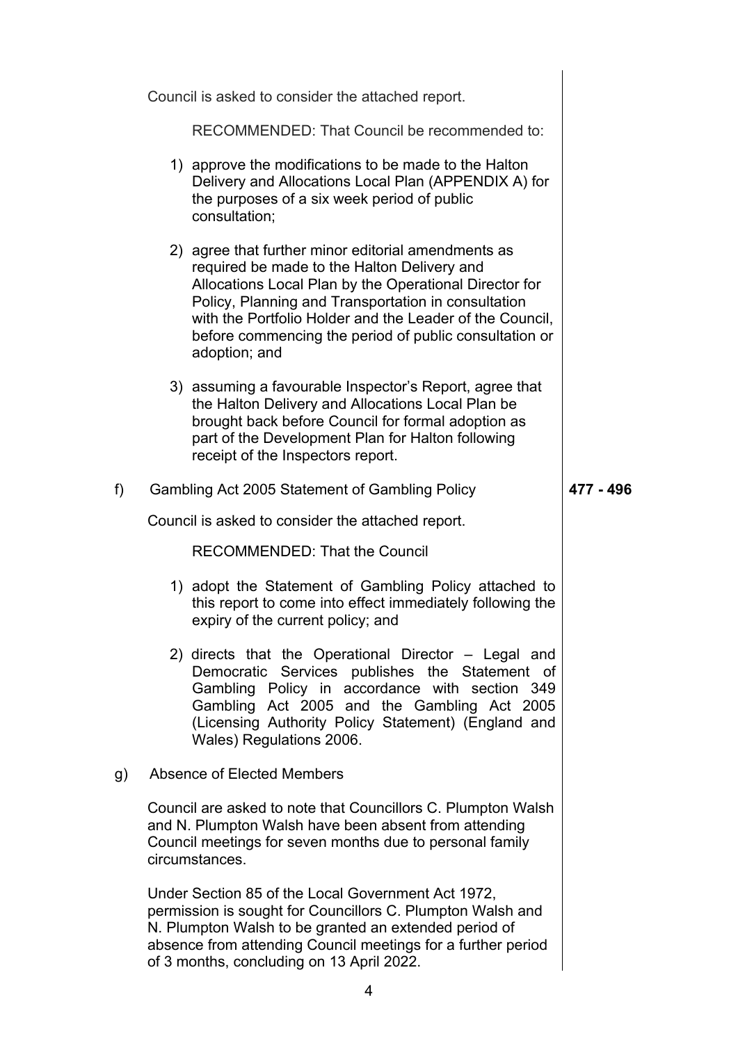Council is asked to consider the attached report.

RECOMMENDED: That Council be recommended to:

1) approve the modifications to be made to the Halton Delivery and Allocations Local Plan (APPENDIX A) for the purposes of a six week period of public consultation;

2) agree that further minor editorial amendments as required be made to the Halton Delivery and Allocations Local Plan by the Operational Director for Policy, Planning and Transportation in consultation with the Portfolio Holder and the Leader of the Council, before commencing the period of public consultation or adoption; and

3) assuming a favourable Inspector's Report, agree that the Halton Delivery and Allocations Local Plan be brought back before Council for formal adoption as part of the Development Plan for Halton following receipt of the Inspectors report.

f) Gambling Act 2005 Statement of Gambling Policy **477 - 496**

Council is asked to consider the attached report.

RECOMMENDED: That the Council

1) adopt the Statement of Gambling Policy attached to this report to come into effect immediately following the expiry of the current policy; and

2) directs that the Operational Director – Legal and Democratic Services publishes the Statement of Gambling Policy in accordance with section 349 Gambling Act 2005 and the Gambling Act 2005 (Licensing Authority Policy Statement) (England and Wales) Regulations 2006.

g) Absence of Elected Members

Council are asked to note that Councillors C. Plumpton Walsh and N. Plumpton Walsh have been absent from attending Council meetings for seven months due to personal family circumstances.

Under Section 85 of the Local Government Act 1972, permission is sought for Councillors C. Plumpton Walsh and N. Plumpton Walsh to be granted an extended period of absence from attending Council meetings for a further period of 3 months, concluding on 13 April 2022.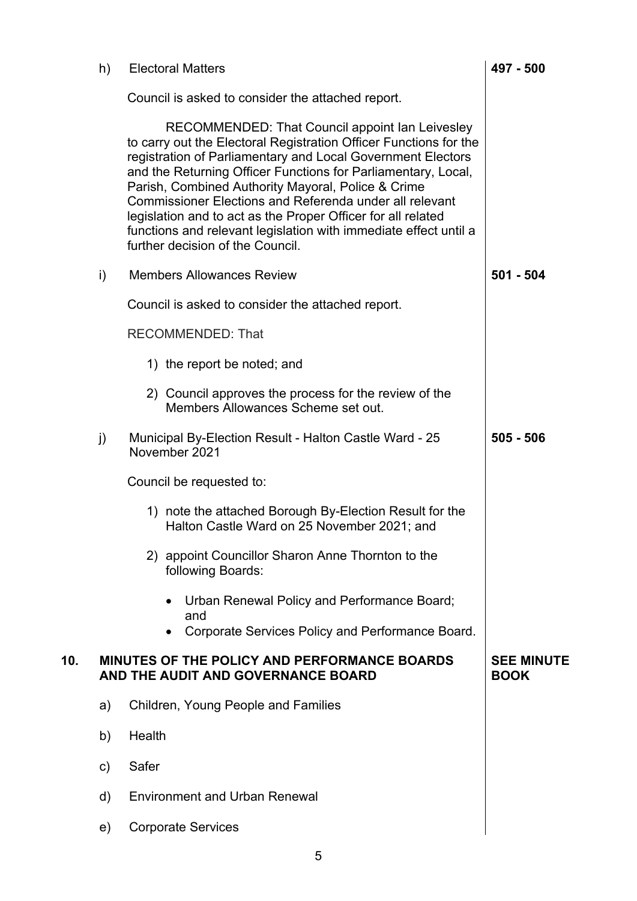h) Electoral Matters — **497 - 500**

Council is asked to consider the attached report.

RECOMMENDED: That Council appoint Ian Leivesley to carry out the Electoral Registration Officer Functions for the registration of Parliamentary and Local Government Electors and the Returning Officer Functions for Parliamentary, Local, Parish, Combined Authority Mayoral, Police & Crime Commissioner Elections and Referenda under all relevant legislation and to act as the Proper Officer for all related functions and relevant legislation with immediate effect until a further decision of the Council.

i) Members Allowances Review — **501 - 504**

Council is asked to consider the attached report.

RECOMMENDED: That

1) the report be noted; and
2) Council approves the process for the review of the Members Allowances Scheme set out.

j) Municipal By-Election Result - Halton Castle Ward - 25 November 2021 — **505 - 506**

Council be requested to:

1) note the attached Borough By-Election Result for the Halton Castle Ward on 25 November 2021; and
2) appoint Councillor Sharon Anne Thornton to the following Boards:
   - Urban Renewal Policy and Performance Board; and
   - Corporate Services Policy and Performance Board.

**10. MINUTES OF THE POLICY AND PERFORMANCE BOARDS AND THE AUDIT AND GOVERNANCE BOARD** — **SEE MINUTE BOOK**

a) Children, Young People and Families

b) Health

c) Safer

d) Environment and Urban Renewal

e) Corporate Services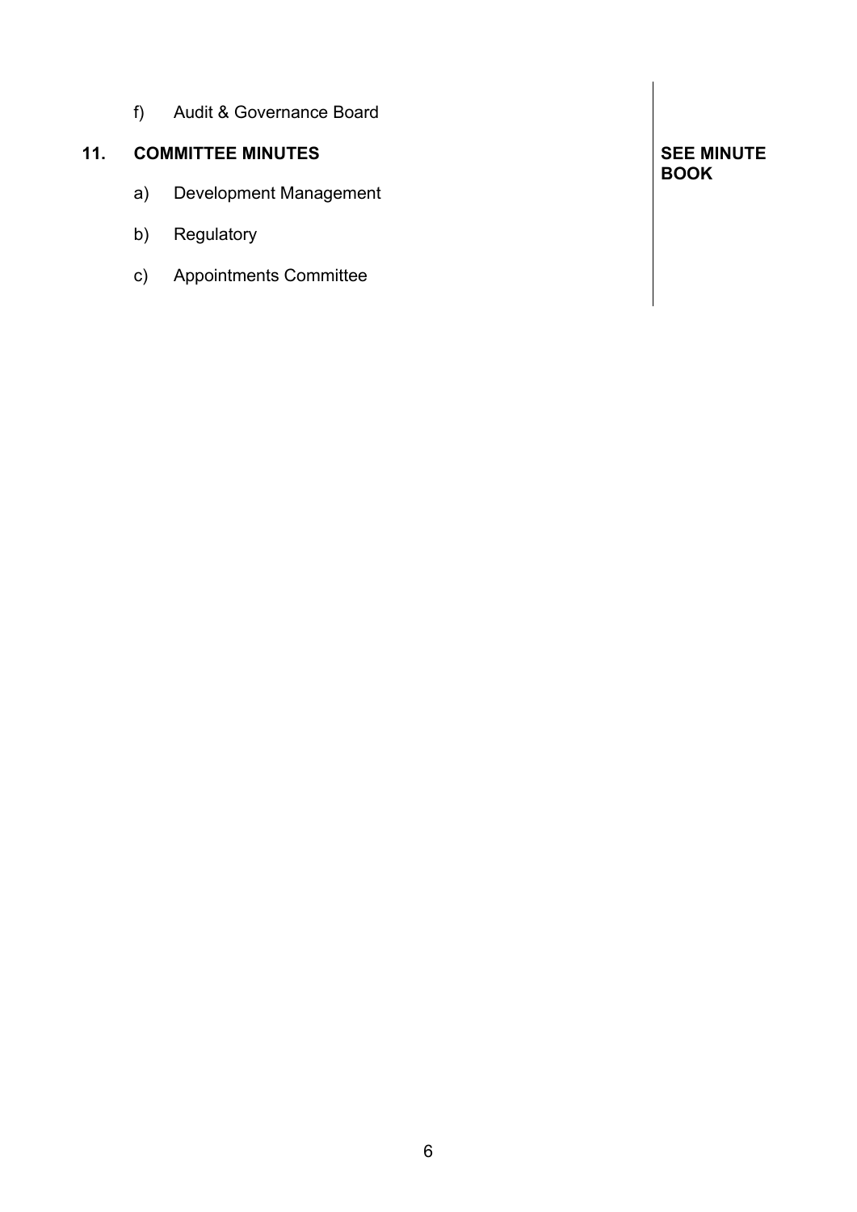f) Audit & Governance Board

**11. COMMITTEE MINUTES** **SEE MINUTE BOOK**

a) Development Management

b) Regulatory

c) Appointments Committee